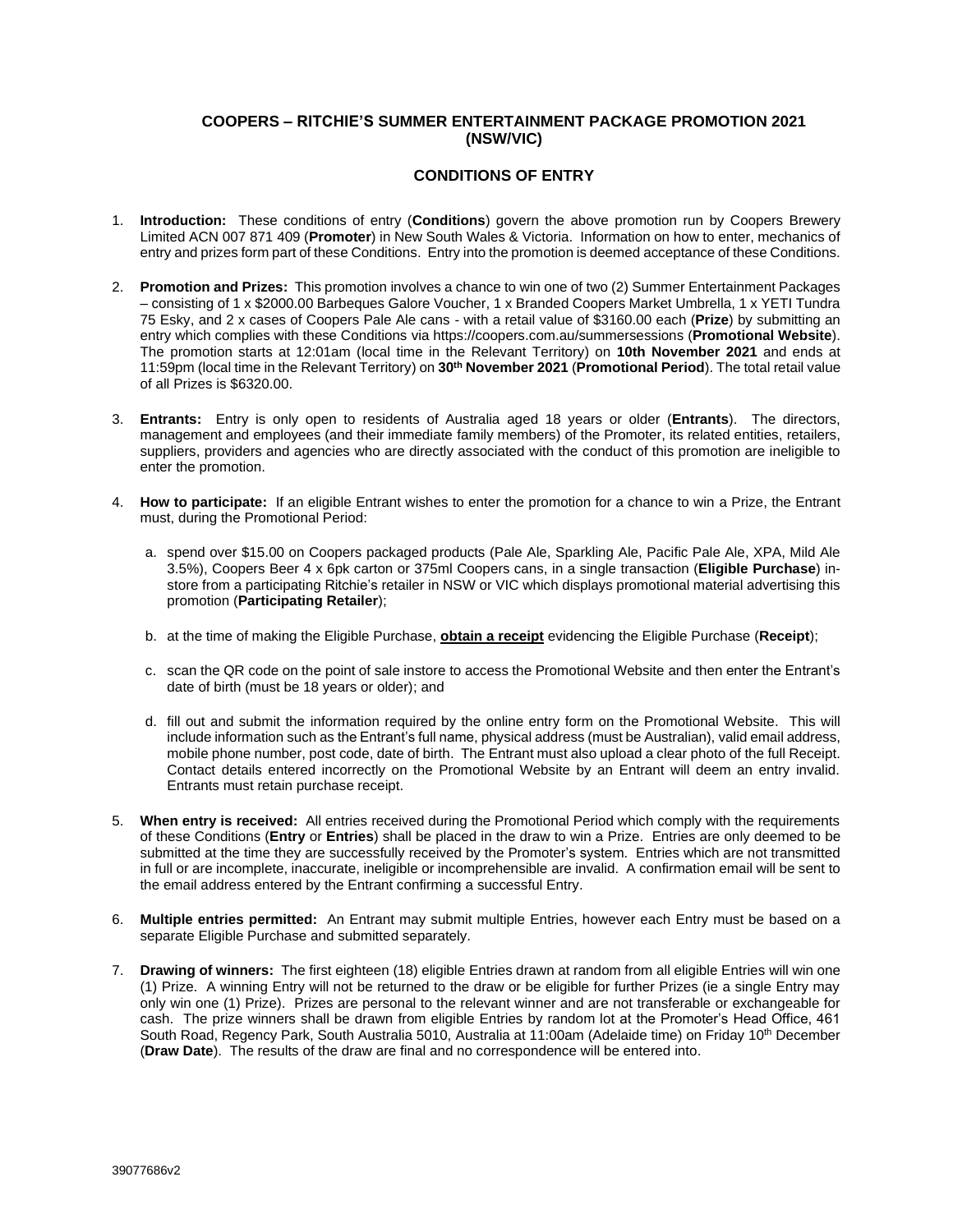# COOPERS – RITCHIE'S SUMMER ENTERTAINMENT PACKAGE PROMOTION 2021 (NSW/VIC)

## CONDITIONS OF ENTRY

1. **Introduction:** These conditions of entry (**Conditions**) govern the above promotion run by Coopers Brewery Limited ACN 007 871 409 (**Promoter**) in New South Wales & Victoria. Information on how to enter, mechanics of entry and prizes form part of these Conditions. Entry into the promotion is deemed acceptance of these Conditions.

2. **Promotion and Prizes:** This promotion involves a chance to win one of two (2) Summer Entertainment Packages – consisting of 1 x $2000.00 Barbeques Galore Voucher, 1 x Branded Coopers Market Umbrella, 1 x YETI Tundra 75 Esky, and 2 x cases of Coopers Pale Ale cans - with a retail value of $3160.00 each (**Prize**) by submitting an entry which complies with these Conditions via https://coopers.com.au/summersessions (**Promotional Website**). The promotion starts at 12:01am (local time in the Relevant Territory) on **10th November 2021** and ends at 11:59pm (local time in the Relevant Territory) on **30th November 2021** (**Promotional Period**). The total retail value of all Prizes is $6320.00.

3. **Entrants:** Entry is only open to residents of Australia aged 18 years or older (**Entrants**). The directors, management and employees (and their immediate family members) of the Promoter, its related entities, retailers, suppliers, providers and agencies who are directly associated with the conduct of this promotion are ineligible to enter the promotion.

4. **How to participate:** If an eligible Entrant wishes to enter the promotion for a chance to win a Prize, the Entrant must, during the Promotional Period:

   a. spend over $15.00 on Coopers packaged products (Pale Ale, Sparkling Ale, Pacific Pale Ale, XPA, Mild Ale 3.5%), Coopers Beer 4 x 6pk carton or 375ml Coopers cans, in a single transaction (**Eligible Purchase**) in-store from a participating Ritchie's retailer in NSW or VIC which displays promotional material advertising this promotion (**Participating Retailer**);

   b. at the time of making the Eligible Purchase, **obtain a receipt** evidencing the Eligible Purchase (**Receipt**);

   c. scan the QR code on the point of sale instore to access the Promotional Website and then enter the Entrant's date of birth (must be 18 years or older); and

   d. fill out and submit the information required by the online entry form on the Promotional Website. This will include information such as the Entrant's full name, physical address (must be Australian), valid email address, mobile phone number, post code, date of birth. The Entrant must also upload a clear photo of the full Receipt. Contact details entered incorrectly on the Promotional Website by an Entrant will deem an entry invalid. Entrants must retain purchase receipt.

5. **When entry is received:** All entries received during the Promotional Period which comply with the requirements of these Conditions (**Entry** or **Entries**) shall be placed in the draw to win a Prize. Entries are only deemed to be submitted at the time they are successfully received by the Promoter's system. Entries which are not transmitted in full or are incomplete, inaccurate, ineligible or incomprehensible are invalid. A confirmation email will be sent to the email address entered by the Entrant confirming a successful Entry.

6. **Multiple entries permitted:** An Entrant may submit multiple Entries, however each Entry must be based on a separate Eligible Purchase and submitted separately.

7. **Drawing of winners:** The first eighteen (18) eligible Entries drawn at random from all eligible Entries will win one (1) Prize. A winning Entry will not be returned to the draw or be eligible for further Prizes (ie a single Entry may only win one (1) Prize). Prizes are personal to the relevant winner and are not transferable or exchangeable for cash. The prize winners shall be drawn from eligible Entries by random lot at the Promoter's Head Office, 461 South Road, Regency Park, South Australia 5010, Australia at 11:00am (Adelaide time) on Friday 10th December (**Draw Date**). The results of the draw are final and no correspondence will be entered into.

39077686v2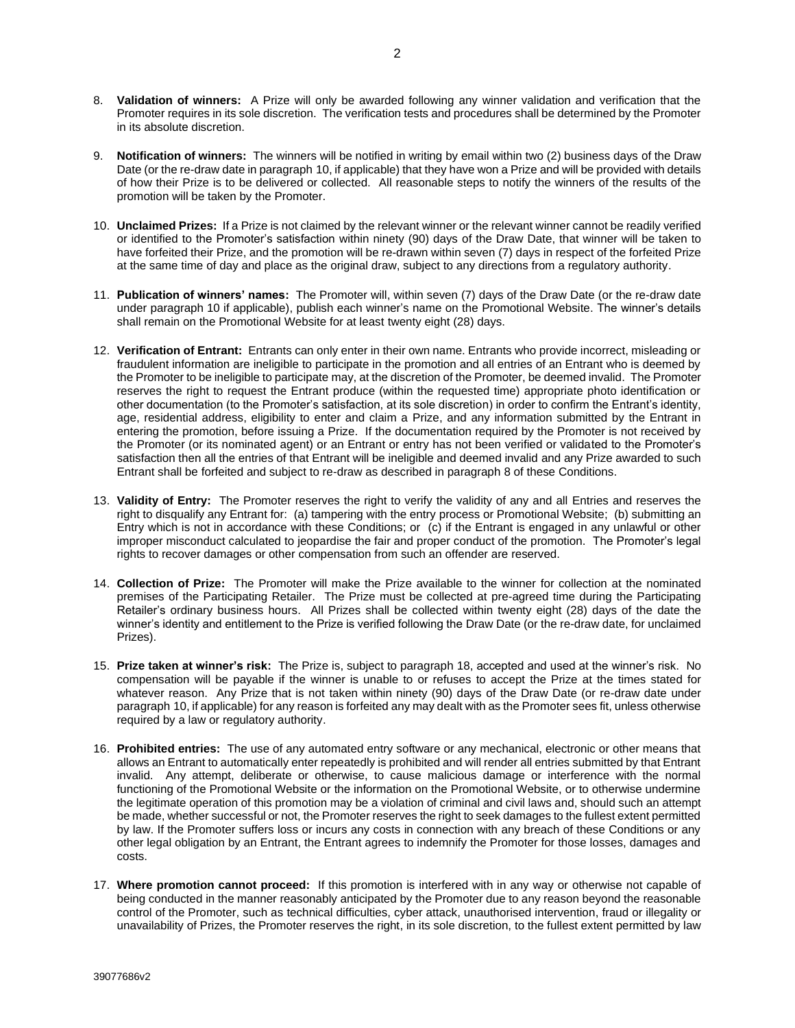8. **Validation of winners:** A Prize will only be awarded following any winner validation and verification that the Promoter requires in its sole discretion. The verification tests and procedures shall be determined by the Promoter in its absolute discretion.

9. **Notification of winners:** The winners will be notified in writing by email within two (2) business days of the Draw Date (or the re-draw date in paragraph 10, if applicable) that they have won a Prize and will be provided with details of how their Prize is to be delivered or collected. All reasonable steps to notify the winners of the results of the promotion will be taken by the Promoter.

10. **Unclaimed Prizes:** If a Prize is not claimed by the relevant winner or the relevant winner cannot be readily verified or identified to the Promoter's satisfaction within ninety (90) days of the Draw Date, that winner will be taken to have forfeited their Prize, and the promotion will be re-drawn within seven (7) days in respect of the forfeited Prize at the same time of day and place as the original draw, subject to any directions from a regulatory authority.

11. **Publication of winners' names:** The Promoter will, within seven (7) days of the Draw Date (or the re-draw date under paragraph 10 if applicable), publish each winner's name on the Promotional Website. The winner's details shall remain on the Promotional Website for at least twenty eight (28) days.

12. **Verification of Entrant:** Entrants can only enter in their own name. Entrants who provide incorrect, misleading or fraudulent information are ineligible to participate in the promotion and all entries of an Entrant who is deemed by the Promoter to be ineligible to participate may, at the discretion of the Promoter, be deemed invalid. The Promoter reserves the right to request the Entrant produce (within the requested time) appropriate photo identification or other documentation (to the Promoter's satisfaction, at its sole discretion) in order to confirm the Entrant's identity, age, residential address, eligibility to enter and claim a Prize, and any information submitted by the Entrant in entering the promotion, before issuing a Prize. If the documentation required by the Promoter is not received by the Promoter (or its nominated agent) or an Entrant or entry has not been verified or validated to the Promoter's satisfaction then all the entries of that Entrant will be ineligible and deemed invalid and any Prize awarded to such Entrant shall be forfeited and subject to re-draw as described in paragraph 8 of these Conditions.

13. **Validity of Entry:** The Promoter reserves the right to verify the validity of any and all Entries and reserves the right to disqualify any Entrant for: (a) tampering with the entry process or Promotional Website; (b) submitting an Entry which is not in accordance with these Conditions; or (c) if the Entrant is engaged in any unlawful or other improper misconduct calculated to jeopardise the fair and proper conduct of the promotion. The Promoter's legal rights to recover damages or other compensation from such an offender are reserved.

14. **Collection of Prize:** The Promoter will make the Prize available to the winner for collection at the nominated premises of the Participating Retailer. The Prize must be collected at pre-agreed time during the Participating Retailer's ordinary business hours. All Prizes shall be collected within twenty eight (28) days of the date the winner's identity and entitlement to the Prize is verified following the Draw Date (or the re-draw date, for unclaimed Prizes).

15. **Prize taken at winner's risk:** The Prize is, subject to paragraph 18, accepted and used at the winner's risk. No compensation will be payable if the winner is unable to or refuses to accept the Prize at the times stated for whatever reason. Any Prize that is not taken within ninety (90) days of the Draw Date (or re-draw date under paragraph 10, if applicable) for any reason is forfeited any may dealt with as the Promoter sees fit, unless otherwise required by a law or regulatory authority.

16. **Prohibited entries:** The use of any automated entry software or any mechanical, electronic or other means that allows an Entrant to automatically enter repeatedly is prohibited and will render all entries submitted by that Entrant invalid. Any attempt, deliberate or otherwise, to cause malicious damage or interference with the normal functioning of the Promotional Website or the information on the Promotional Website, or to otherwise undermine the legitimate operation of this promotion may be a violation of criminal and civil laws and, should such an attempt be made, whether successful or not, the Promoter reserves the right to seek damages to the fullest extent permitted by law. If the Promoter suffers loss or incurs any costs in connection with any breach of these Conditions or any other legal obligation by an Entrant, the Entrant agrees to indemnify the Promoter for those losses, damages and costs.

17. **Where promotion cannot proceed:** If this promotion is interfered with in any way or otherwise not capable of being conducted in the manner reasonably anticipated by the Promoter due to any reason beyond the reasonable control of the Promoter, such as technical difficulties, cyber attack, unauthorised intervention, fraud or illegality or unavailability of Prizes, the Promoter reserves the right, in its sole discretion, to the fullest extent permitted by law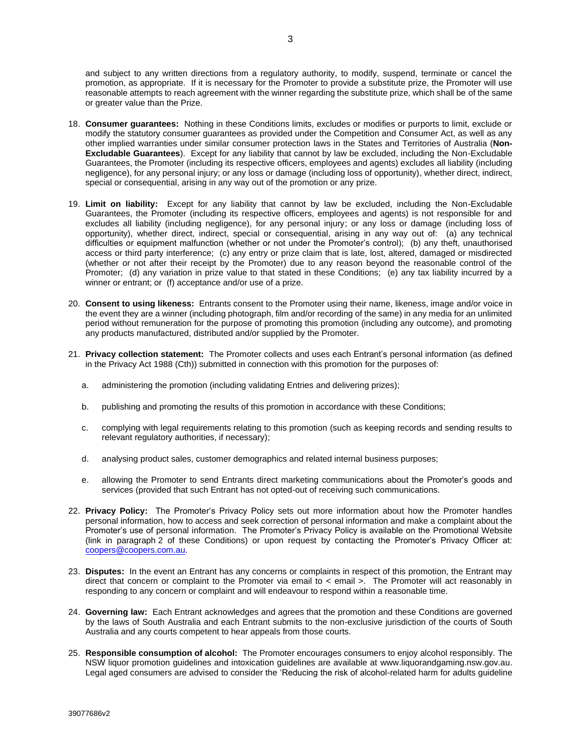and subject to any written directions from a regulatory authority, to modify, suspend, terminate or cancel the promotion, as appropriate. If it is necessary for the Promoter to provide a substitute prize, the Promoter will use reasonable attempts to reach agreement with the winner regarding the substitute prize, which shall be of the same or greater value than the Prize.

18. **Consumer guarantees:** Nothing in these Conditions limits, excludes or modifies or purports to limit, exclude or modify the statutory consumer guarantees as provided under the Competition and Consumer Act, as well as any other implied warranties under similar consumer protection laws in the States and Territories of Australia (**Non-Excludable Guarantees**). Except for any liability that cannot by law be excluded, including the Non-Excludable Guarantees, the Promoter (including its respective officers, employees and agents) excludes all liability (including negligence), for any personal injury; or any loss or damage (including loss of opportunity), whether direct, indirect, special or consequential, arising in any way out of the promotion or any prize.

19. **Limit on liability:** Except for any liability that cannot by law be excluded, including the Non-Excludable Guarantees, the Promoter (including its respective officers, employees and agents) is not responsible for and excludes all liability (including negligence), for any personal injury; or any loss or damage (including loss of opportunity), whether direct, indirect, special or consequential, arising in any way out of: (a) any technical difficulties or equipment malfunction (whether or not under the Promoter's control); (b) any theft, unauthorised access or third party interference; (c) any entry or prize claim that is late, lost, altered, damaged or misdirected (whether or not after their receipt by the Promoter) due to any reason beyond the reasonable control of the Promoter; (d) any variation in prize value to that stated in these Conditions; (e) any tax liability incurred by a winner or entrant; or (f) acceptance and/or use of a prize.

20. **Consent to using likeness:** Entrants consent to the Promoter using their name, likeness, image and/or voice in the event they are a winner (including photograph, film and/or recording of the same) in any media for an unlimited period without remuneration for the purpose of promoting this promotion (including any outcome), and promoting any products manufactured, distributed and/or supplied by the Promoter.

21. **Privacy collection statement:** The Promoter collects and uses each Entrant's personal information (as defined in the Privacy Act 1988 (Cth)) submitted in connection with this promotion for the purposes of:

    a. administering the promotion (including validating Entries and delivering prizes);

    b. publishing and promoting the results of this promotion in accordance with these Conditions;

    c. complying with legal requirements relating to this promotion (such as keeping records and sending results to relevant regulatory authorities, if necessary);

    d. analysing product sales, customer demographics and related internal business purposes;

    e. allowing the Promoter to send Entrants direct marketing communications about the Promoter's goods and services (provided that such Entrant has not opted-out of receiving such communications.

22. **Privacy Policy:** The Promoter's Privacy Policy sets out more information about how the Promoter handles personal information, how to access and seek correction of personal information and make a complaint about the Promoter's use of personal information. The Promoter's Privacy Policy is available on the Promotional Website (link in paragraph 2 of these Conditions) or upon request by contacting the Promoter's Privacy Officer at: coopers@coopers.com.au.

23. **Disputes:** In the event an Entrant has any concerns or complaints in respect of this promotion, the Entrant may direct that concern or complaint to the Promoter via email to < email >. The Promoter will act reasonably in responding to any concern or complaint and will endeavour to respond within a reasonable time.

24. **Governing law:** Each Entrant acknowledges and agrees that the promotion and these Conditions are governed by the laws of South Australia and each Entrant submits to the non-exclusive jurisdiction of the courts of South Australia and any courts competent to hear appeals from those courts.

25. **Responsible consumption of alcohol:** The Promoter encourages consumers to enjoy alcohol responsibly. The NSW liquor promotion guidelines and intoxication guidelines are available at www.liquorandgaming.nsw.gov.au. Legal aged consumers are advised to consider the 'Reducing the risk of alcohol-related harm for adults guideline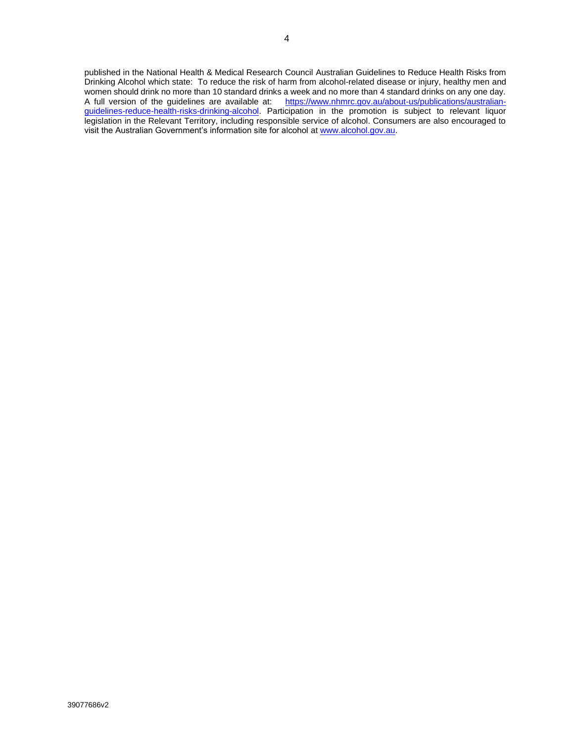published in the National Health & Medical Research Council Australian Guidelines to Reduce Health Risks from Drinking Alcohol which state: To reduce the risk of harm from alcohol-related disease or injury, healthy men and women should drink no more than 10 standard drinks a week and no more than 4 standard drinks on any one day. A full version of the guidelines are available at: https://www.nhmrc.gov.au/about-us/publications/australian-guidelines-reduce-health-risks-drinking-alcohol. Participation in the promotion is subject to relevant liquor legislation in the Relevant Territory, including responsible service of alcohol. Consumers are also encouraged to visit the Australian Government's information site for alcohol at www.alcohol.gov.au.